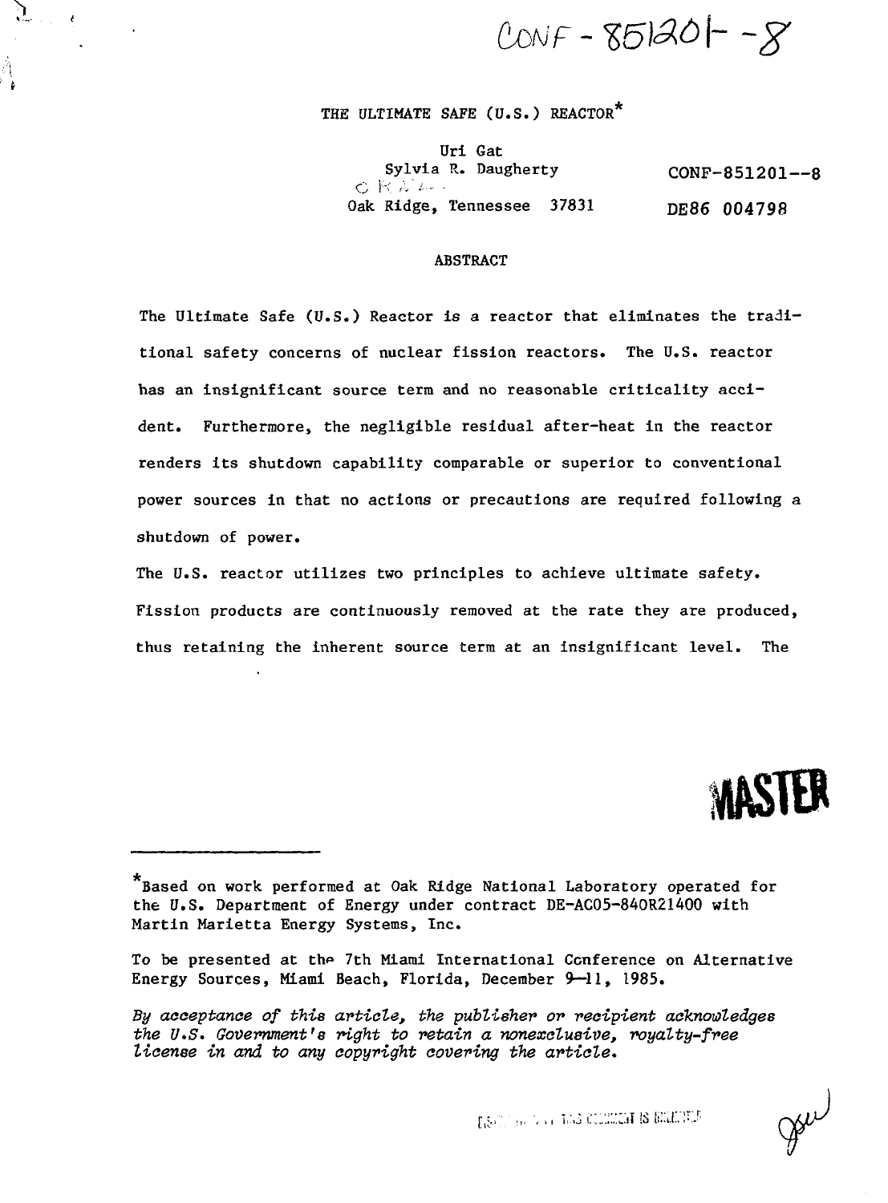CONF-851201--8

# THE ULTIMATE SAFE (U.S.) REACTOR*

Uri Gat
Sylvia R. Daugherty
ORNL
Oak Ridge, Tennessee 37831

CONF-851201--8

DE86 004798

## ABSTRACT

The Ultimate Safe (U.S.) Reactor is a reactor that eliminates the traditional safety concerns of nuclear fission reactors. The U.S. reactor has an insignificant source term and no reasonable criticality accident. Furthermore, the negligible residual after-heat in the reactor renders its shutdown capability comparable or superior to conventional power sources in that no actions or precautions are required following a shutdown of power.

The U.S. reactor utilizes two principles to achieve ultimate safety. Fission products are continuously removed at the rate they are produced, thus retaining the inherent source term at an insignificant level. The

MASTER

---

*Based on work performed at Oak Ridge National Laboratory operated for the U.S. Department of Energy under contract DE-AC05-84OR21400 with Martin Marietta Energy Systems, Inc.

To be presented at the 7th Miami International Conference on Alternative Energy Sources, Miami Beach, Florida, December 9–11, 1985.

*By acceptance of this article, the publisher or recipient acknowledges the U.S. Government's right to retain a nonexclusive, royalty-free license in and to any copyright covering the article.*

DISTRIBUTION OF THIS DOCUMENT IS UNLIMITED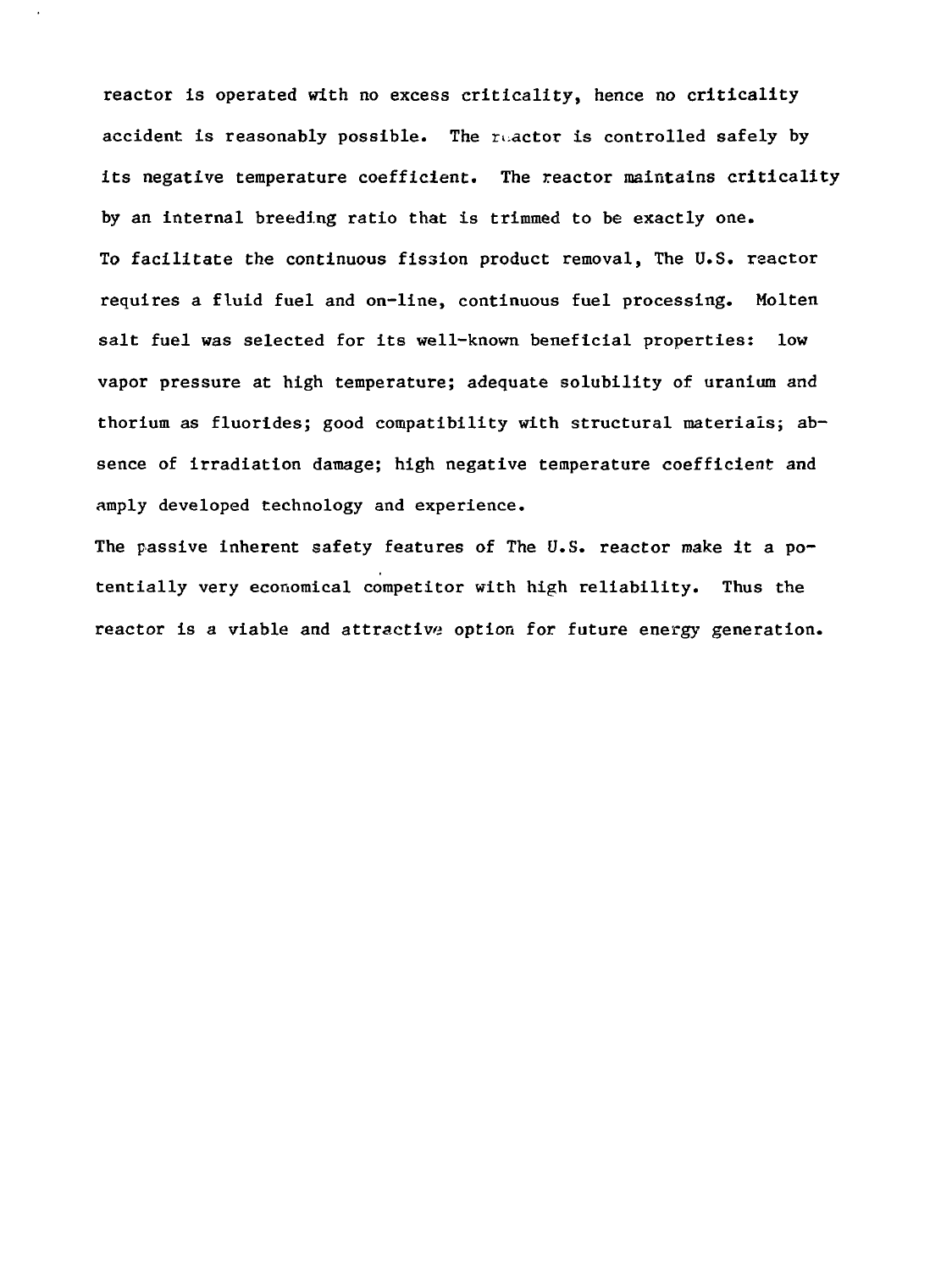reactor is operated with no excess criticality, hence no criticality accident is reasonably possible. The reactor is controlled safely by its negative temperature coefficient. The reactor maintains criticality by an internal breeding ratio that is trimmed to be exactly one.

To facilitate the continuous fission product removal, The U.S. reactor requires a fluid fuel and on-line, continuous fuel processing. Molten salt fuel was selected for its well-known beneficial properties: low vapor pressure at high temperature; adequate solubility of uranium and thorium as fluorides; good compatibility with structural materials; absence of irradiation damage; high negative temperature coefficient and amply developed technology and experience.

The passive inherent safety features of The U.S. reactor make it a potentially very economical competitor with high reliability. Thus the reactor is a viable and attractive option for future energy generation.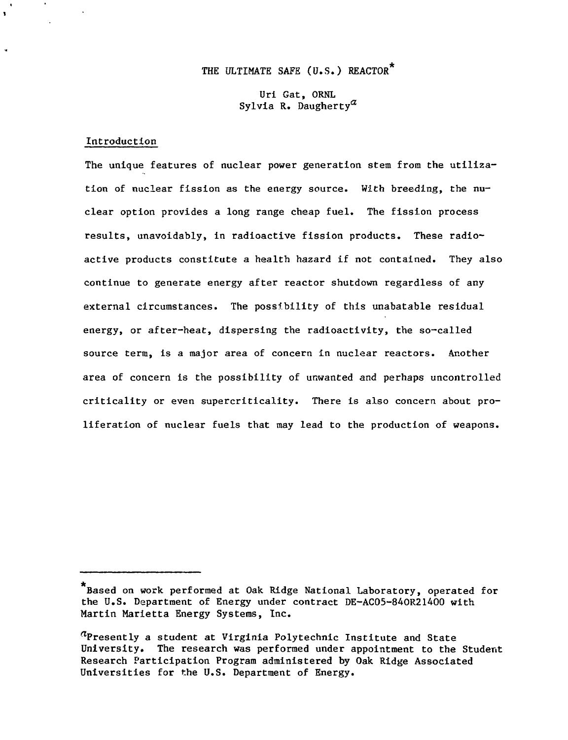# THE ULTIMATE SAFE (U.S.) REACTOR*

Uri Gat, ORNL
Sylvia R. Daugherty[a]

## Introduction

The unique features of nuclear power generation stem from the utilization of nuclear fission as the energy source. With breeding, the nuclear option provides a long range cheap fuel. The fission process results, unavoidably, in radioactive fission products. These radioactive products constitute a health hazard if not contained. They also continue to generate energy after reactor shutdown regardless of any external circumstances. The possibility of this unabatable residual energy, or after-heat, dispersing the radioactivity, the so-called source term, is a major area of concern in nuclear reactors. Another area of concern is the possibility of unwanted and perhaps uncontrolled criticality or even supercriticality. There is also concern about proliferation of nuclear fuels that may lead to the production of weapons.

---

*Based on work performed at Oak Ridge National Laboratory, operated for the U.S. Department of Energy under contract DE-AC05-84OR21400 with Martin Marietta Energy Systems, Inc.

[a]Presently a student at Virginia Polytechnic Institute and State University. The research was performed under appointment to the Student Research Participation Program administered by Oak Ridge Associated Universities for the U.S. Department of Energy.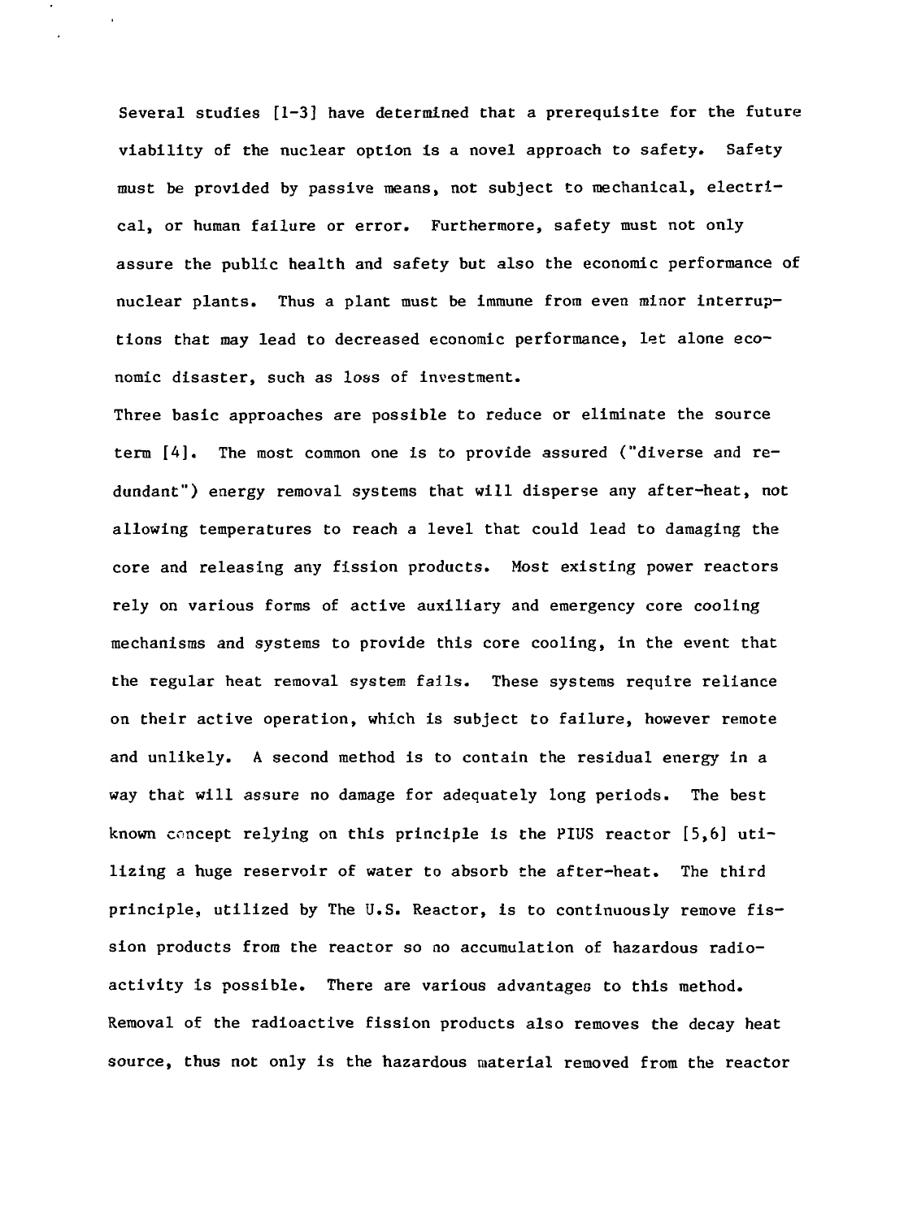Several studies [1-3] have determined that a prerequisite for the future viability of the nuclear option is a novel approach to safety. Safety must be provided by passive means, not subject to mechanical, electrical, or human failure or error. Furthermore, safety must not only assure the public health and safety but also the economic performance of nuclear plants. Thus a plant must be immune from even minor interruptions that may lead to decreased economic performance, let alone economic disaster, such as loss of investment.

Three basic approaches are possible to reduce or eliminate the source term [4]. The most common one is to provide assured ("diverse and redundant") energy removal systems that will disperse any after-heat, not allowing temperatures to reach a level that could lead to damaging the core and releasing any fission products. Most existing power reactors rely on various forms of active auxiliary and emergency core cooling mechanisms and systems to provide this core cooling, in the event that the regular heat removal system fails. These systems require reliance on their active operation, which is subject to failure, however remote and unlikely. A second method is to contain the residual energy in a way that will assure no damage for adequately long periods. The best known concept relying on this principle is the PIUS reactor [5,6] utilizing a huge reservoir of water to absorb the after-heat. The third principle, utilized by The U.S. Reactor, is to continuously remove fission products from the reactor so no accumulation of hazardous radioactivity is possible. There are various advantages to this method. Removal of the radioactive fission products also removes the decay heat source, thus not only is the hazardous material removed from the reactor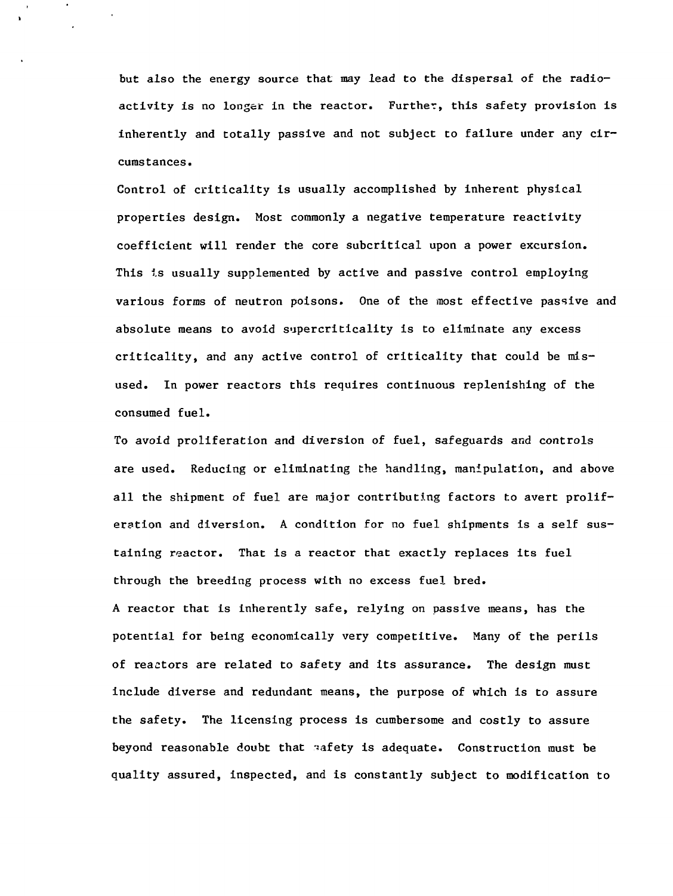but also the energy source that may lead to the dispersal of the radioactivity is no longer in the reactor. Further, this safety provision is inherently and totally passive and not subject to failure under any circumstances.

Control of criticality is usually accomplished by inherent physical properties design. Most commonly a negative temperature reactivity coefficient will render the core subcritical upon a power excursion. This is usually supplemented by active and passive control employing various forms of neutron poisons. One of the most effective passive and absolute means to avoid supercriticality is to eliminate any excess criticality, and any active control of criticality that could be misused. In power reactors this requires continuous replenishing of the consumed fuel.

To avoid proliferation and diversion of fuel, safeguards and controls are used. Reducing or eliminating the handling, manipulation, and above all the shipment of fuel are major contributing factors to avert proliferation and diversion. A condition for no fuel shipments is a self sustaining reactor. That is a reactor that exactly replaces its fuel through the breeding process with no excess fuel bred.

A reactor that is inherently safe, relying on passive means, has the potential for being economically very competitive. Many of the perils of reactors are related to safety and its assurance. The design must include diverse and redundant means, the purpose of which is to assure the safety. The licensing process is cumbersome and costly to assure beyond reasonable doubt that safety is adequate. Construction must be quality assured, inspected, and is constantly subject to modification to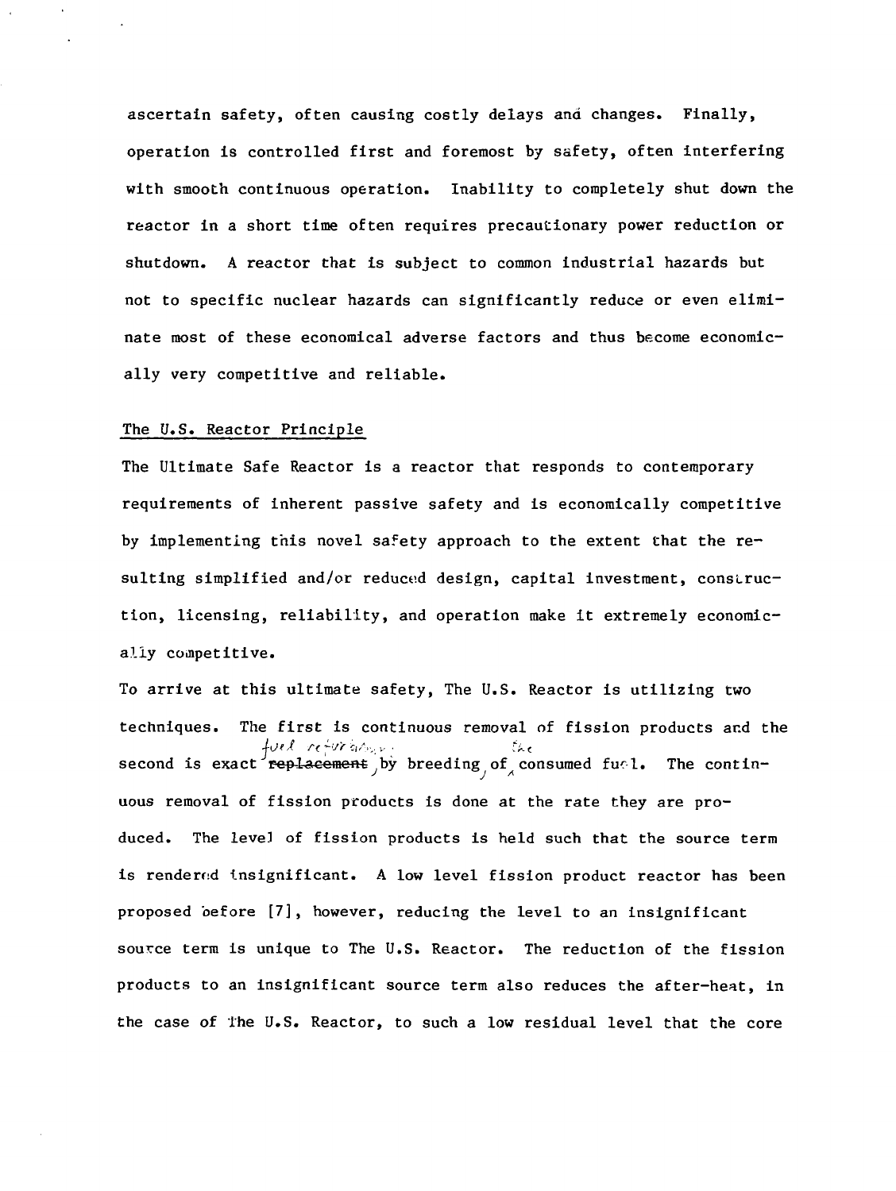ascertain safety, often causing costly delays and changes. Finally, operation is controlled first and foremost by safety, often interfering with smooth continuous operation. Inability to completely shut down the reactor in a short time often requires precautionary power reduction or shutdown. A reactor that is subject to common industrial hazards but not to specific nuclear hazards can significantly reduce or even eliminate most of these economical adverse factors and thus become economically very competitive and reliable.

## The U.S. Reactor Principle

The Ultimate Safe Reactor is a reactor that responds to contemporary requirements of inherent passive safety and is economically competitive by implementing this novel safety approach to the extent that the resulting simplified and/or reduced design, capital investment, construction, licensing, reliability, and operation make it extremely economically competitive.

To arrive at this ultimate safety, The U.S. Reactor is utilizing two techniques. The first is continuous removal of fission products and the second is exact ~~replacement~~ fuel restoration, by breeding, of the consumed fuel. The continuous removal of fission products is done at the rate they are produced. The level of fission products is held such that the source term is rendered insignificant. A low level fission product reactor has been proposed before [7], however, reducing the level to an insignificant source term is unique to The U.S. Reactor. The reduction of the fission products to an insignificant source term also reduces the after-heat, in the case of The U.S. Reactor, to such a low residual level that the core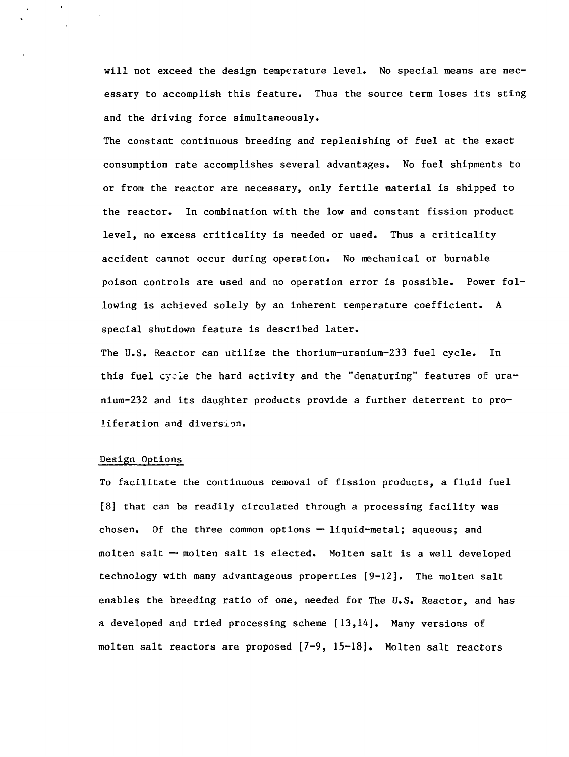will not exceed the design temperature level. No special means are necessary to accomplish this feature. Thus the source term loses its sting and the driving force simultaneously.

The constant continuous breeding and replenishing of fuel at the exact consumption rate accomplishes several advantages. No fuel shipments to or from the reactor are necessary, only fertile material is shipped to the reactor. In combination with the low and constant fission product level, no excess criticality is needed or used. Thus a criticality accident cannot occur during operation. No mechanical or burnable poison controls are used and no operation error is possible. Power following is achieved solely by an inherent temperature coefficient. A special shutdown feature is described later.

The U.S. Reactor can utilize the thorium-uranium-233 fuel cycle. In this fuel cycle the hard activity and the "denaturing" features of uranium-232 and its daughter products provide a further deterrent to proliferation and diversion.

## Design Options

To facilitate the continuous removal of fission products, a fluid fuel [8] that can be readily circulated through a processing facility was chosen. Of the three common options — liquid-metal; aqueous; and molten salt — molten salt is elected. Molten salt is a well developed technology with many advantageous properties [9-12]. The molten salt enables the breeding ratio of one, needed for The U.S. Reactor, and has a developed and tried processing scheme [13,14]. Many versions of molten salt reactors are proposed [7-9, 15-18]. Molten salt reactors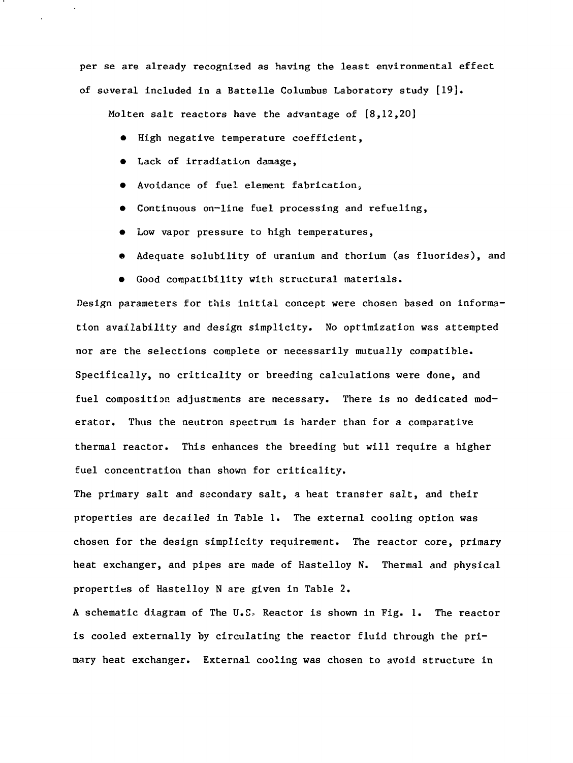per se are already recognized as having the least environmental effect of several included in a Battelle Columbus Laboratory study [19].

Molten salt reactors have the advantage of [8,12,20]

- High negative temperature coefficient,
- Lack of irradiation damage,
- Avoidance of fuel element fabrication,
- Continuous on-line fuel processing and refueling,
- Low vapor pressure to high temperatures,
- Adequate solubility of uranium and thorium (as fluorides), and
- Good compatibility with structural materials.

Design parameters for this initial concept were chosen based on information availability and design simplicity. No optimization was attempted nor are the selections complete or necessarily mutually compatible. Specifically, no criticality or breeding calculations were done, and fuel composition adjustments are necessary. There is no dedicated moderator. Thus the neutron spectrum is harder than for a comparative thermal reactor. This enhances the breeding but will require a higher fuel concentration than shown for criticality.

The primary salt and secondary salt, a heat transfer salt, and their properties are detailed in Table 1. The external cooling option was chosen for the design simplicity requirement. The reactor core, primary heat exchanger, and pipes are made of Hastelloy N. Thermal and physical properties of Hastelloy N are given in Table 2.

A schematic diagram of The U.S. Reactor is shown in Fig. 1. The reactor is cooled externally by circulating the reactor fluid through the primary heat exchanger. External cooling was chosen to avoid structure in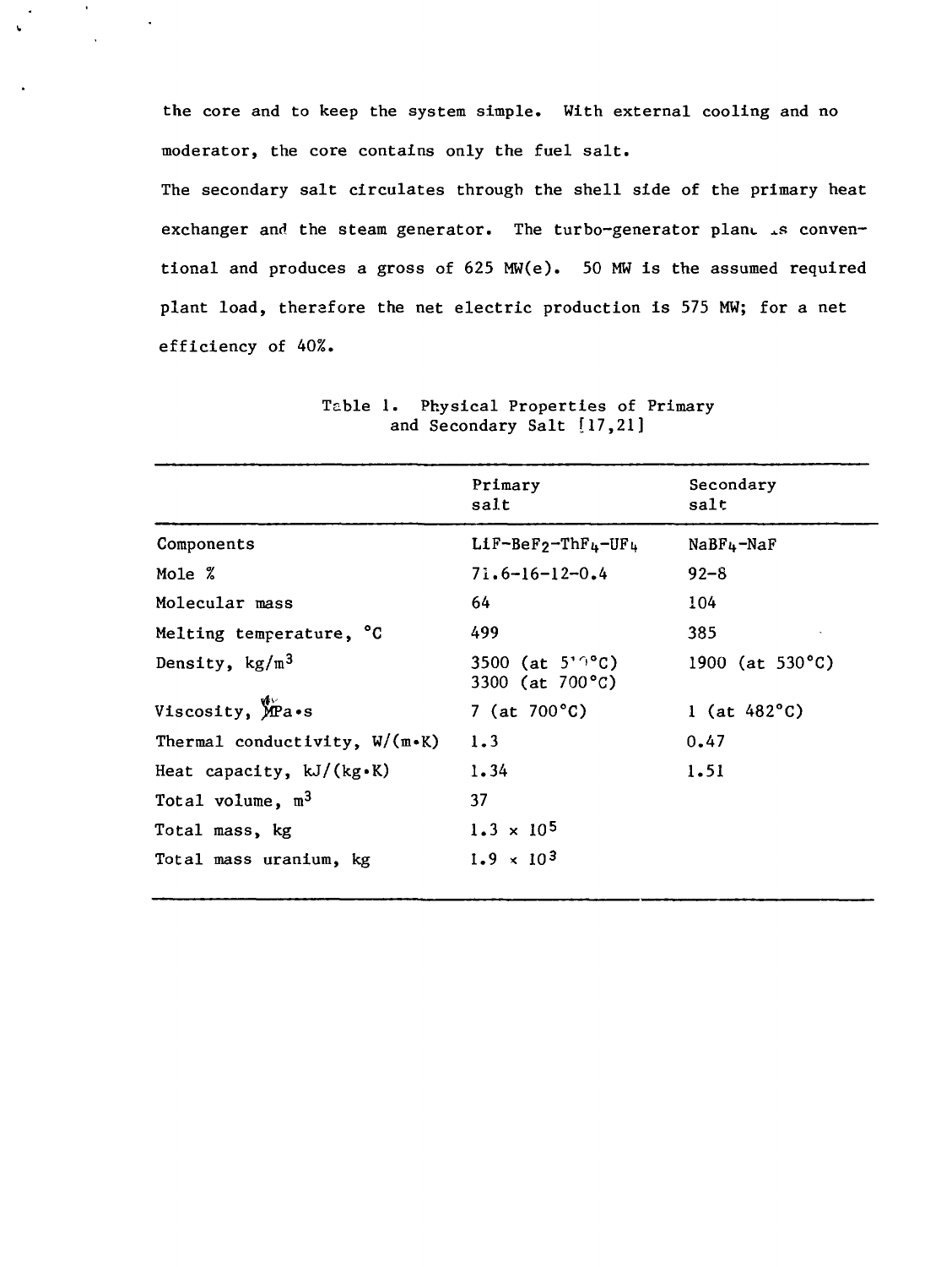the core and to keep the system simple. With external cooling and no moderator, the core contains only the fuel salt.

The secondary salt circulates through the shell side of the primary heat exchanger and the steam generator. The turbo-generator plant is conventional and produces a gross of 625 MW(e). 50 MW is the assumed required plant load, therefore the net electric production is 575 MW; for a net efficiency of 40%.

Table 1. Physical Properties of Primary and Secondary Salt [17,21]

| | Primary salt | Secondary salt |
|---|---|---|
| Components | $LiF$-$BeF_2$-$ThF_4$-$UF_4$ | $NaBF_4$-$NaF$ |
| Mole % | 71.6-16-12-0.4 | 92-8 |
| Molecular mass | 64 | 104 |
| Melting temperature, °C | 499 | 385 |
| Density, $kg/m^3$ | 3500 (at 5?0°C)<br>3300 (at 700°C) | 1900 (at 530°C) |
| Viscosity, MPa•s | 7 (at 700°C) | 1 (at 482°C) |
| Thermal conductivity, W/(m•K) | 1.3 | 0.47 |
| Heat capacity, kJ/(kg•K) | 1.34 | 1.51 |
| Total volume, $m^3$ | 37 | |
| Total mass, kg | $1.3 \times 10^5$ | |
| Total mass uranium, kg | $1.9 \times 10^3$ | |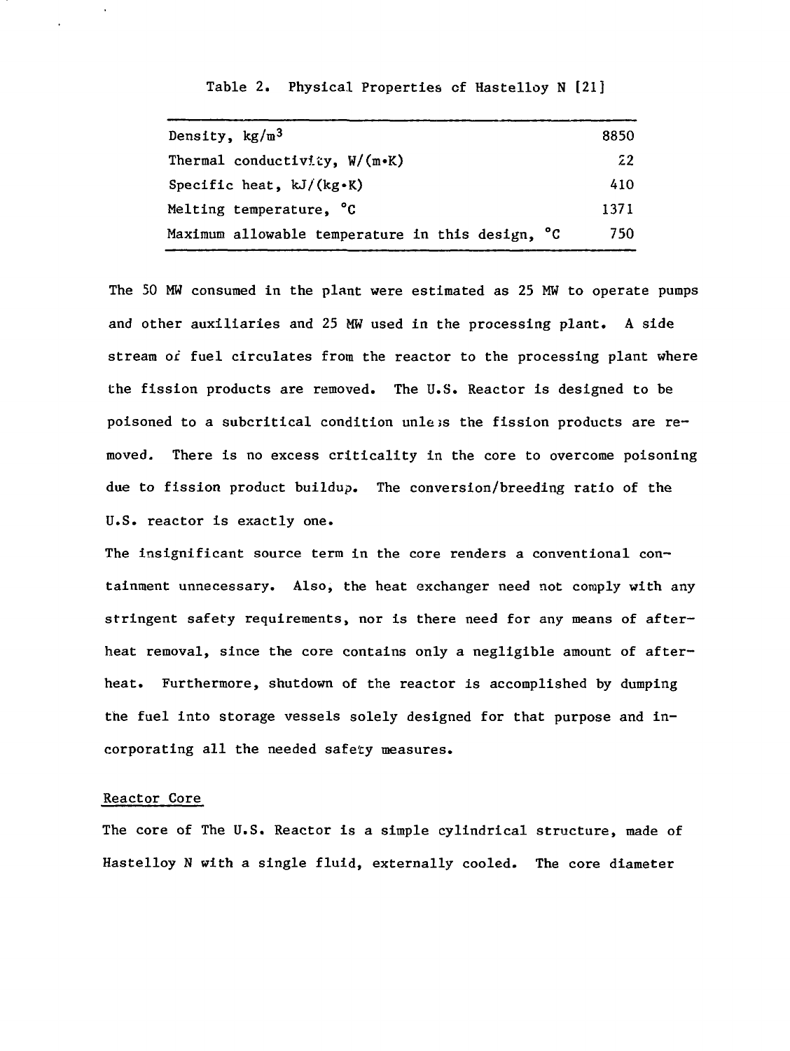Table 2. Physical Properties of Hastelloy N [21]

| | |
|---|---|
| Density, $kg/m^3$ | 8850 |
| Thermal conductivity, W/(m•K) | 22 |
| Specific heat, kJ/(kg•K) | 410 |
| Melting temperature, °C | 1371 |
| Maximum allowable temperature in this design, °C | 750 |

The 50 MW consumed in the plant were estimated as 25 MW to operate pumps and other auxiliaries and 25 MW used in the processing plant. A side stream of fuel circulates from the reactor to the processing plant where the fission products are removed. The U.S. Reactor is designed to be poisoned to a subcritical condition unless the fission products are removed. There is no excess criticality in the core to overcome poisoning due to fission product buildup. The conversion/breeding ratio of the U.S. reactor is exactly one.

The insignificant source term in the core renders a conventional containment unnecessary. Also, the heat exchanger need not comply with any stringent safety requirements, nor is there need for any means of afterheat removal, since the core contains only a negligible amount of afterheat. Furthermore, shutdown of the reactor is accomplished by dumping the fuel into storage vessels solely designed for that purpose and incorporating all the needed safety measures.

## Reactor Core

The core of The U.S. Reactor is a simple cylindrical structure, made of Hastelloy N with a single fluid, externally cooled. The core diameter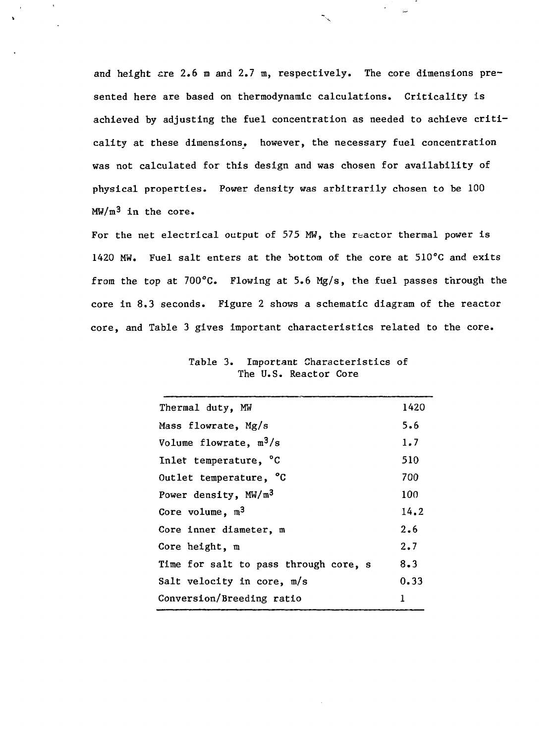and height are 2.6 m and 2.7 m, respectively. The core dimensions presented here are based on thermodynamic calculations. Criticality is achieved by adjusting the fuel concentration as needed to achieve criticality at these dimensions, however, the necessary fuel concentration was not calculated for this design and was chosen for availability of physical properties. Power density was arbitrarily chosen to be 100 $MW/m^3$ in the core.

For the net electrical output of 575 MW, the reactor thermal power is 1420 MW. Fuel salt enters at the bottom of the core at 510°C and exits from the top at 700°C. Flowing at 5.6 Mg/s, the fuel passes through the core in 8.3 seconds. Figure 2 shows a schematic diagram of the reactor core, and Table 3 gives important characteristics related to the core.

Table 3. Important Characteristics of The U.S. Reactor Core

| | |
|---|---|
| Thermal duty, MW | 1420 |
| Mass flowrate, Mg/s | 5.6 |
| Volume flowrate, $m^3/s$ | 1.7 |
| Inlet temperature, °C | 510 |
| Outlet temperature, °C | 700 |
| Power density, $MW/m^3$ | 100 |
| Core volume, $m^3$ | 14.2 |
| Core inner diameter, m | 2.6 |
| Core height, m | 2.7 |
| Time for salt to pass through core, s | 8.3 |
| Salt velocity in core, m/s | 0.33 |
| Conversion/Breeding ratio | 1 |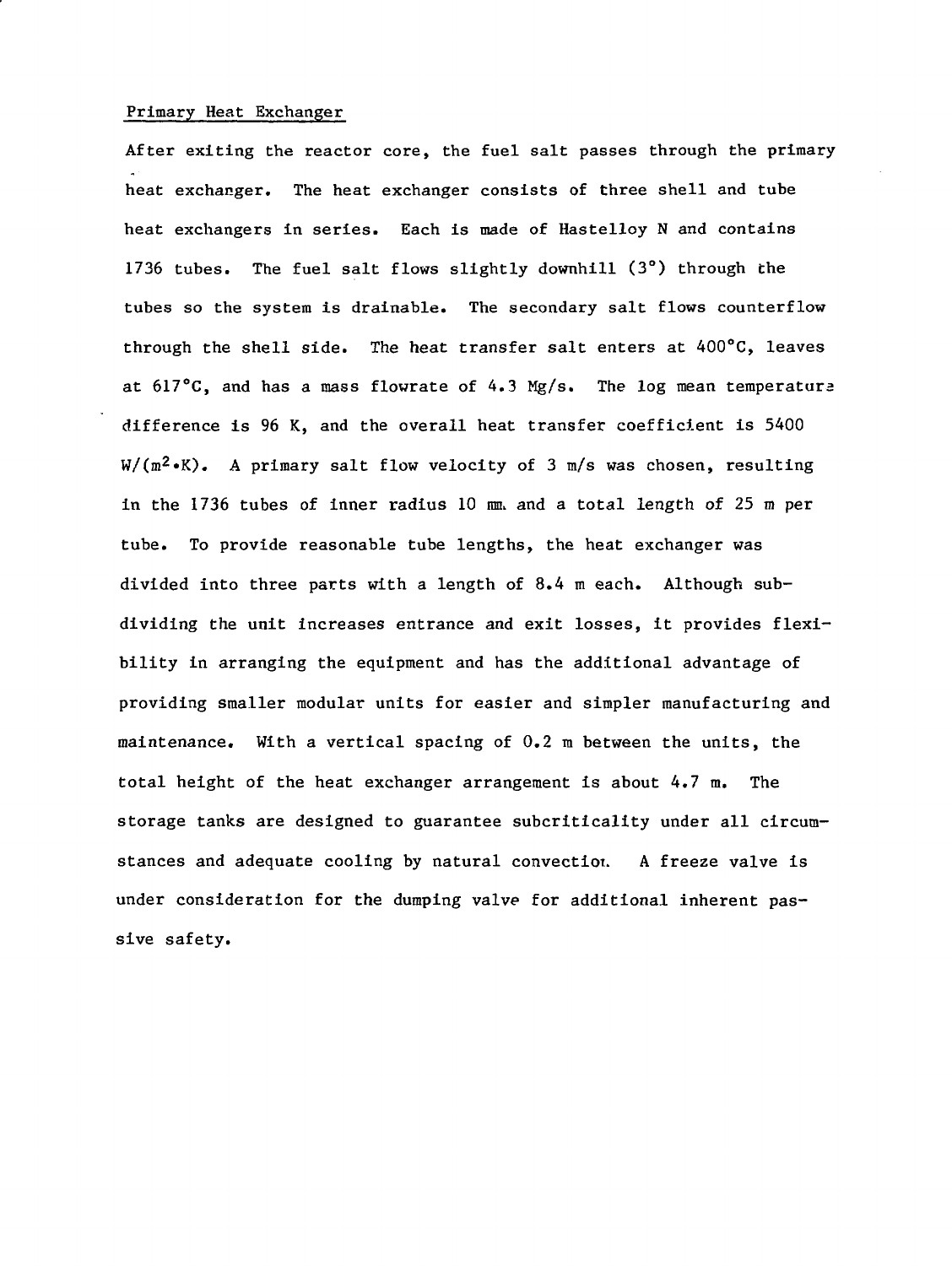## Primary Heat Exchanger

After exiting the reactor core, the fuel salt passes through the primary heat exchanger. The heat exchanger consists of three shell and tube heat exchangers in series. Each is made of Hastelloy N and contains 1736 tubes. The fuel salt flows slightly downhill (3°) through the tubes so the system is drainable. The secondary salt flows counterflow through the shell side. The heat transfer salt enters at 400°C, leaves at 617°C, and has a mass flowrate of 4.3 Mg/s. The log mean temperature difference is 96 K, and the overall heat transfer coefficient is 5400 $W/(m^2 \cdot K)$. A primary salt flow velocity of 3 m/s was chosen, resulting in the 1736 tubes of inner radius 10 mm and a total length of 25 m per tube. To provide reasonable tube lengths, the heat exchanger was divided into three parts with a length of 8.4 m each. Although subdividing the unit increases entrance and exit losses, it provides flexibility in arranging the equipment and has the additional advantage of providing smaller modular units for easier and simpler manufacturing and maintenance. With a vertical spacing of 0.2 m between the units, the total height of the heat exchanger arrangement is about 4.7 m. The storage tanks are designed to guarantee subcriticality under all circumstances and adequate cooling by natural convection. A freeze valve is under consideration for the dumping valve for additional inherent passive safety.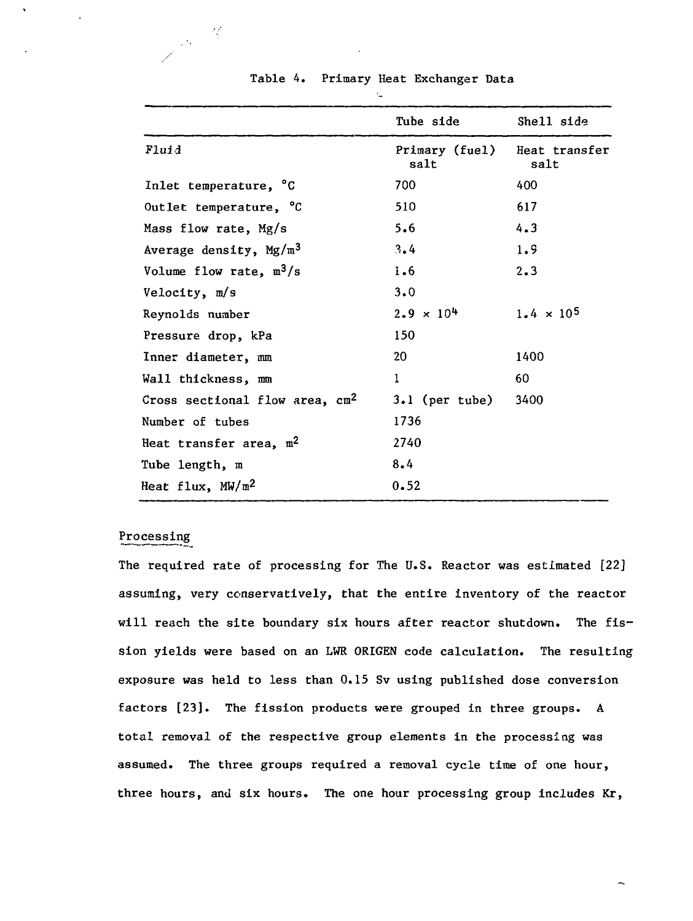Table 4. Primary Heat Exchanger Data

| | Tube side | Shell side |
|---|---|---|
| *Fluid* | Primary (fuel) salt | Heat transfer salt |
| Inlet temperature, °C | 700 | 400 |
| Outlet temperature, °C | 510 | 617 |
| Mass flow rate, Mg/s | 5.6 | 4.3 |
| Average density, $Mg/m^3$ | 3.4 | 1.9 |
| Volume flow rate, $m^3/s$ | 1.6 | 2.3 |
| Velocity, m/s | 3.0 | |
| Reynolds number | $2.9 \times 10^4$ | $1.4 \times 10^5$ |
| Pressure drop, kPa | 150 | |
| Inner diameter, mm | 20 | 1400 |
| Wall thickness, mm | 1 | 60 |
| Cross sectional flow area, $cm^2$ | 3.1 (per tube) | 3400 |
| Number of tubes | 1736 | |
| Heat transfer area, $m^2$ | 2740 | |
| Tube length, m | 8.4 | |
| Heat flux, $MW/m^2$ | 0.52 | |

## Processing

The required rate of processing for The U.S. Reactor was estimated [22] assuming, very conservatively, that the entire inventory of the reactor will reach the site boundary six hours after reactor shutdown. The fission yields were based on an LWR ORIGEN code calculation. The resulting exposure was held to less than 0.15 Sv using published dose conversion factors [23]. The fission products were grouped in three groups. A total removal of the respective group elements in the processing was assumed. The three groups required a removal cycle time of one hour, three hours, and six hours. The one hour processing group includes Kr,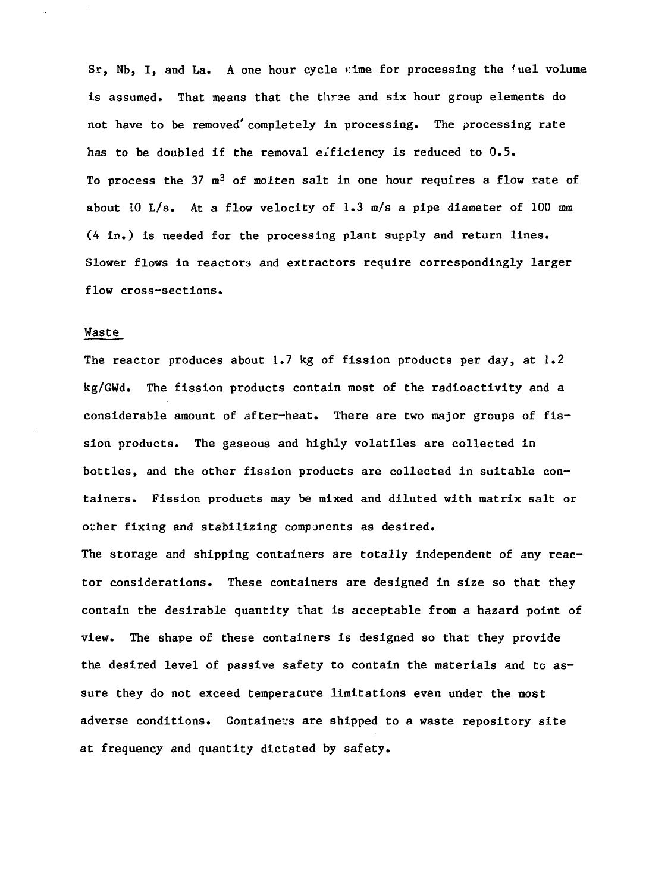Sr, Nb, I, and La. A one hour cycle time for processing the fuel volume is assumed. That means that the three and six hour group elements do not have to be removed completely in processing. The processing rate has to be doubled if the removal efficiency is reduced to 0.5. To process the 37 $m^3$ of molten salt in one hour requires a flow rate of about 10 L/s. At a flow velocity of 1.3 m/s a pipe diameter of 100 mm (4 in.) is needed for the processing plant supply and return lines. Slower flows in reactors and extractors require correspondingly larger flow cross-sections.

## Waste

The reactor produces about 1.7 kg of fission products per day, at 1.2 kg/GWd. The fission products contain most of the radioactivity and a considerable amount of after-heat. There are two major groups of fission products. The gaseous and highly volatiles are collected in bottles, and the other fission products are collected in suitable containers. Fission products may be mixed and diluted with matrix salt or other fixing and stabilizing components as desired.

The storage and shipping containers are totally independent of any reactor considerations. These containers are designed in size so that they contain the desirable quantity that is acceptable from a hazard point of view. The shape of these containers is designed so that they provide the desired level of passive safety to contain the materials and to assure they do not exceed temperature limitations even under the most adverse conditions. Containers are shipped to a waste repository site at frequency and quantity dictated by safety.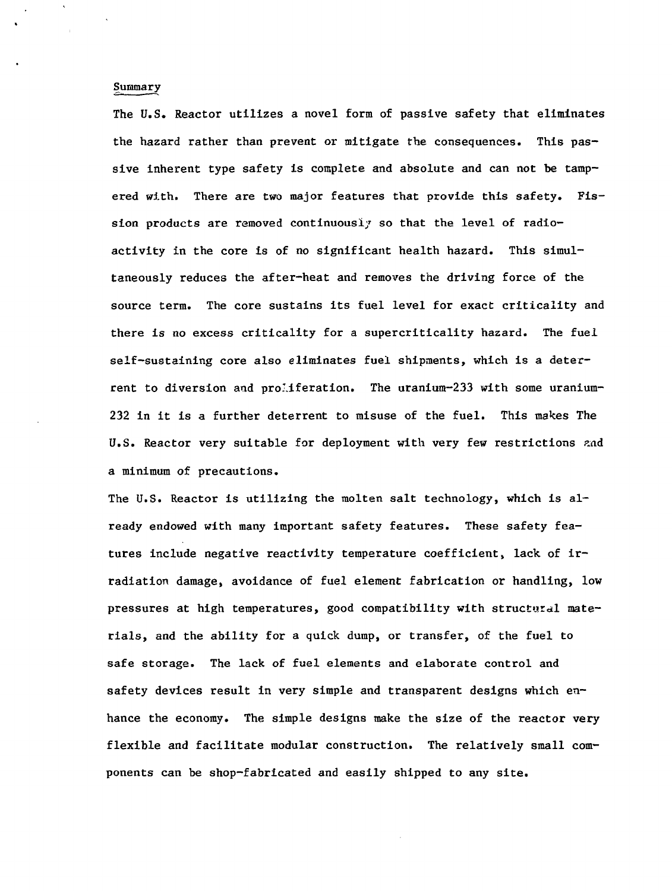## Summary

The U.S. Reactor utilizes a novel form of passive safety that eliminates the hazard rather than prevent or mitigate the consequences. This passive inherent type safety is complete and absolute and can not be tampered with. There are two major features that provide this safety. Fission products are removed continuously so that the level of radioactivity in the core is of no significant health hazard. This simultaneously reduces the after-heat and removes the driving force of the source term. The core sustains its fuel level for exact criticality and there is no excess criticality for a supercriticality hazard. The fuel self-sustaining core also eliminates fuel shipments, which is a deterrent to diversion and proliferation. The uranium-233 with some uranium-232 in it is a further deterrent to misuse of the fuel. This makes The U.S. Reactor very suitable for deployment with very few restrictions and a minimum of precautions.

The U.S. Reactor is utilizing the molten salt technology, which is already endowed with many important safety features. These safety features include negative reactivity temperature coefficient, lack of irradiation damage, avoidance of fuel element fabrication or handling, low pressures at high temperatures, good compatibility with structural materials, and the ability for a quick dump, or transfer, of the fuel to safe storage. The lack of fuel elements and elaborate control and safety devices result in very simple and transparent designs which enhance the economy. The simple designs make the size of the reactor very flexible and facilitate modular construction. The relatively small components can be shop-fabricated and easily shipped to any site.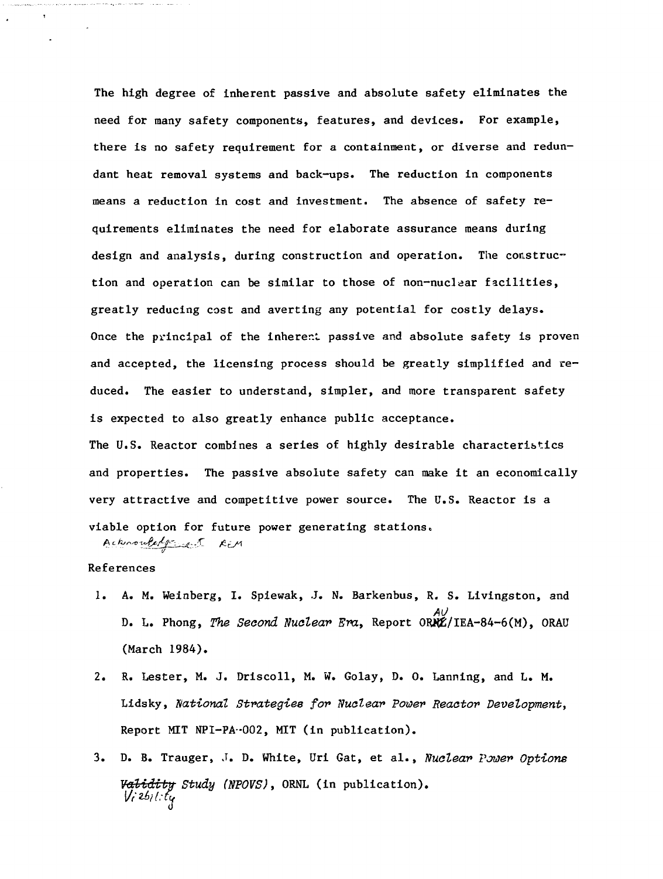The high degree of inherent passive and absolute safety eliminates the need for many safety components, features, and devices. For example, there is no safety requirement for a containment, or diverse and redundant heat removal systems and back-ups. The reduction in components means a reduction in cost and investment. The absence of safety requirements eliminates the need for elaborate assurance means during design and analysis, during construction and operation. The construction and operation can be similar to those of non-nuclear facilities, greatly reducing cost and averting any potential for costly delays. Once the principal of the inherent passive and absolute safety is proven and accepted, the licensing process should be greatly simplified and reduced. The easier to understand, simpler, and more transparent safety is expected to also greatly enhance public acceptance.

The U.S. Reactor combines a series of highly desirable characteristics and properties. The passive absolute safety can make it an economically very attractive and competitive power source. The U.S. Reactor is a viable option for future power generating stations.

Acknowledgement REM

## References

1. A. M. Weinberg, I. Spiewak, J. N. Barkenbus, R. S. Livingston, and D. L. Phong, *The Second Nuclear Era*, Report ORAU/IEA-84-6(M), ORAU (March 1984).
2. R. Lester, M. J. Driscoll, M. W. Golay, D. O. Lanning, and L. M. Lidsky, *National Strategies for Nuclear Power Reactor Development*, Report MIT NPI-PA-002, MIT (in publication).
3. D. B. Trauger, J. D. White, Uri Gat, et al., *Nuclear Power Options ~~Validity~~ Viability Study (NPOVS)*, ORNL (in publication).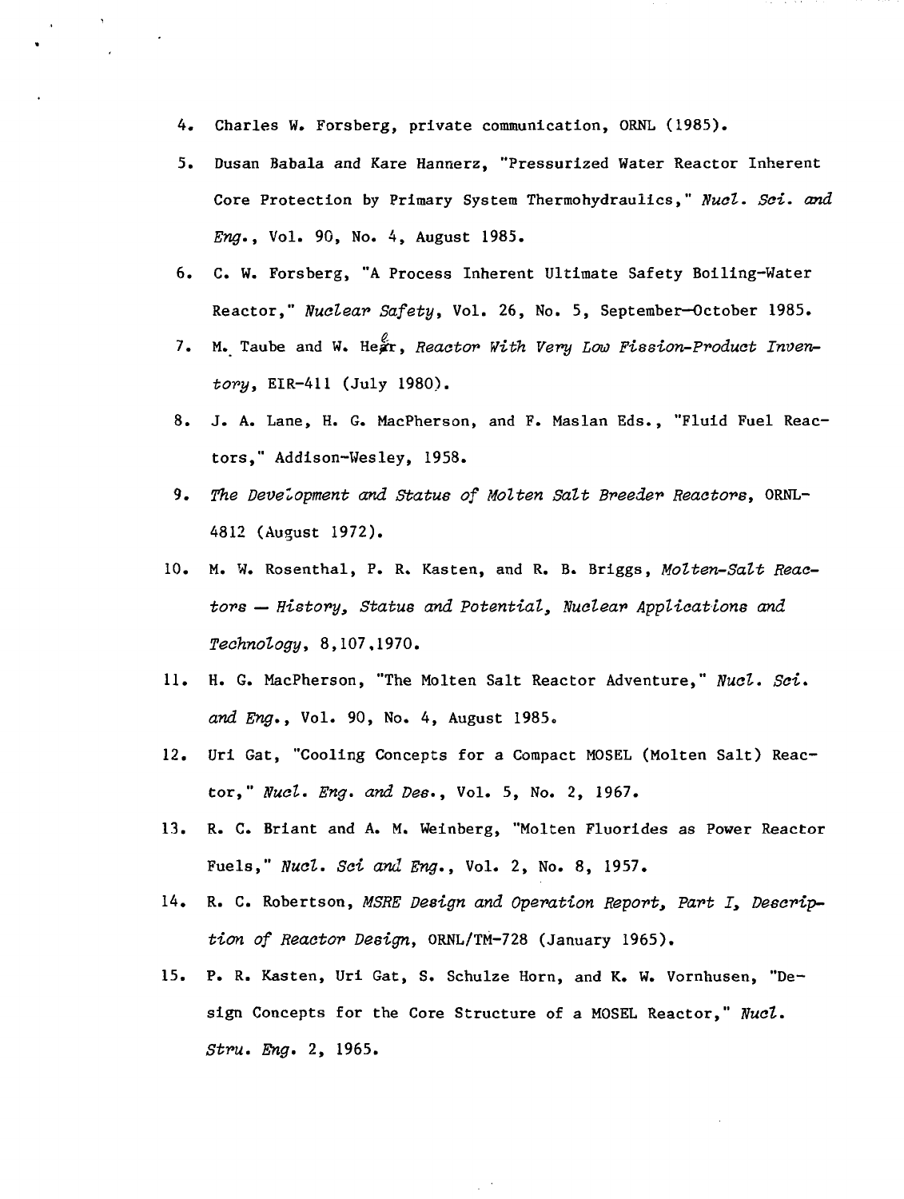4. Charles W. Forsberg, private communication, ORNL (1985).
5. Dusan Babala and Kare Hannerz, "Pressurized Water Reactor Inherent Core Protection by Primary System Thermohydraulics," *Nucl. Sci. and Eng.*, Vol. 90, No. 4, August 1985.
6. C. W. Forsberg, "A Process Inherent Ultimate Safety Boiling-Water Reactor," *Nuclear Safety*, Vol. 26, No. 5, September—October 1985.
7. M. Taube and W. Heer, *Reactor With Very Low Fission-Product Inventory*, EIR-411 (July 1980).
8. J. A. Lane, H. G. MacPherson, and F. Maslan Eds., "Fluid Fuel Reactors," Addison-Wesley, 1958.
9. *The Development and Status of Molten Salt Breeder Reactors*, ORNL-4812 (August 1972).
10. M. W. Rosenthal, P. R. Kasten, and R. B. Briggs, *Molten-Salt Reactors — History, Status and Potential, Nuclear Applications and Technology*, 8,107,1970.
11. H. G. MacPherson, "The Molten Salt Reactor Adventure," *Nucl. Sci. and Eng.*, Vol. 90, No. 4, August 1985.
12. Uri Gat, "Cooling Concepts for a Compact MOSEL (Molten Salt) Reactor," *Nucl. Eng. and Des.*, Vol. 5, No. 2, 1967.
13. R. C. Briant and A. M. Weinberg, "Molten Fluorides as Power Reactor Fuels," *Nucl. Sci and Eng.*, Vol. 2, No. 8, 1957.
14. R. C. Robertson, *MSRE Design and Operation Report, Part I, Description of Reactor Design*, ORNL/TM-728 (January 1965).
15. P. R. Kasten, Uri Gat, S. Schulze Horn, and K. W. Vornhusen, "Design Concepts for the Core Structure of a MOSEL Reactor," *Nucl. Stru. Eng.* 2, 1965.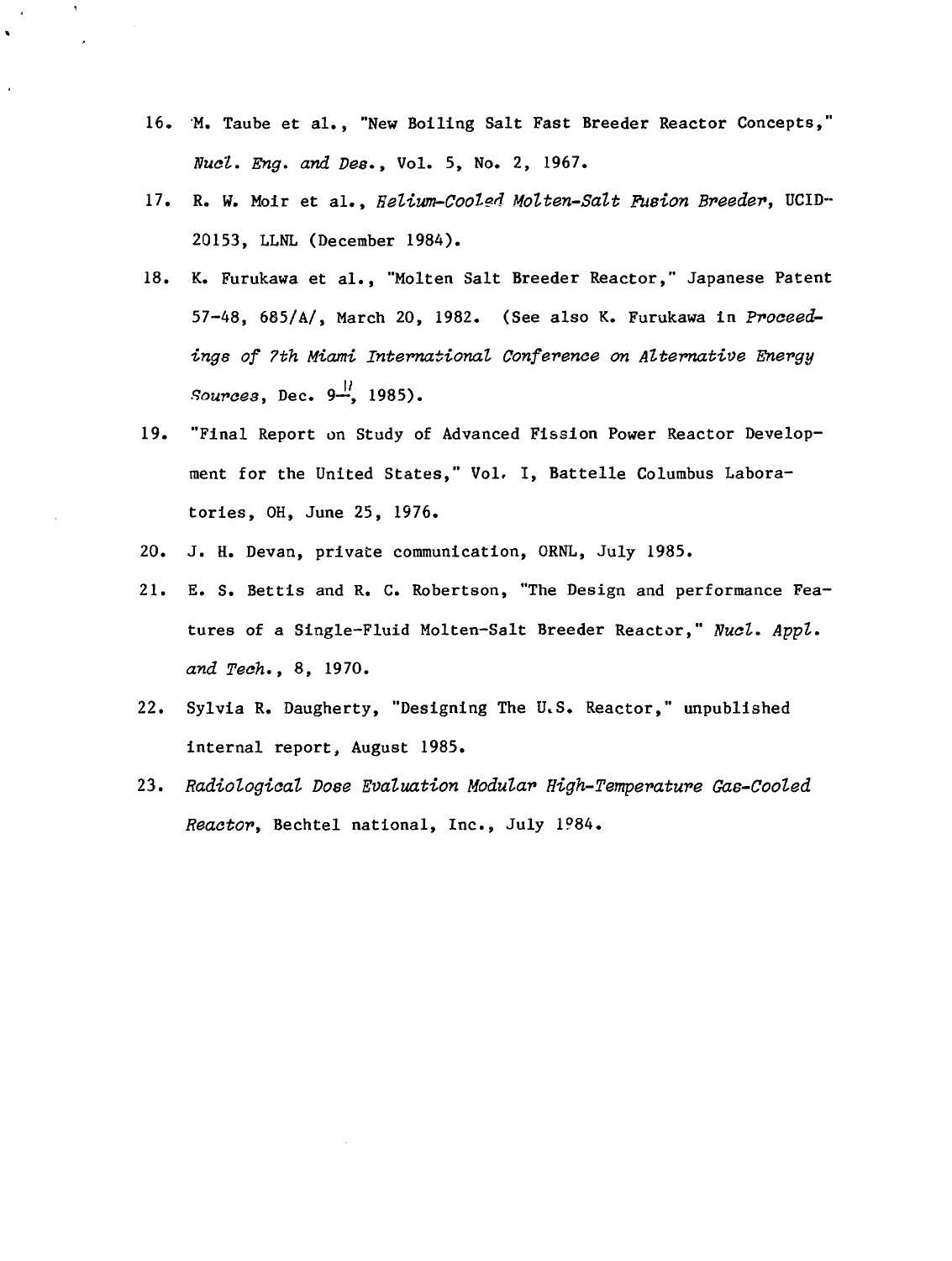16. M. Taube et al., "New Boiling Salt Fast Breeder Reactor Concepts," *Nucl. Eng. and Des.*, Vol. 5, No. 2, 1967.
17. R. W. Moir et al., *Helium-Cooled Molten-Salt Fusion Breeder*, UCID-20153, LLNL (December 1984).
18. K. Furukawa et al., "Molten Salt Breeder Reactor," Japanese Patent 57-48, 685/A/, March 20, 1982. (See also K. Furukawa in *Proceedings of 7th Miami International Conference on Alternative Energy Sources*, Dec. 9–11, 1985).
19. "Final Report on Study of Advanced Fission Power Reactor Development for the United States," Vol. I, Battelle Columbus Laboratories, OH, June 25, 1976.
20. J. H. Devan, private communication, ORNL, July 1985.
21. E. S. Bettis and R. C. Robertson, "The Design and performance Features of a Single-Fluid Molten-Salt Breeder Reactor," *Nucl. Appl. and Tech.*, 8, 1970.
22. Sylvia R. Daugherty, "Designing The U.S. Reactor," unpublished internal report, August 1985.
23. *Radiological Dose Evaluation Modular High-Temperature Gas-Cooled Reactor*, Bechtel national, Inc., July 1984.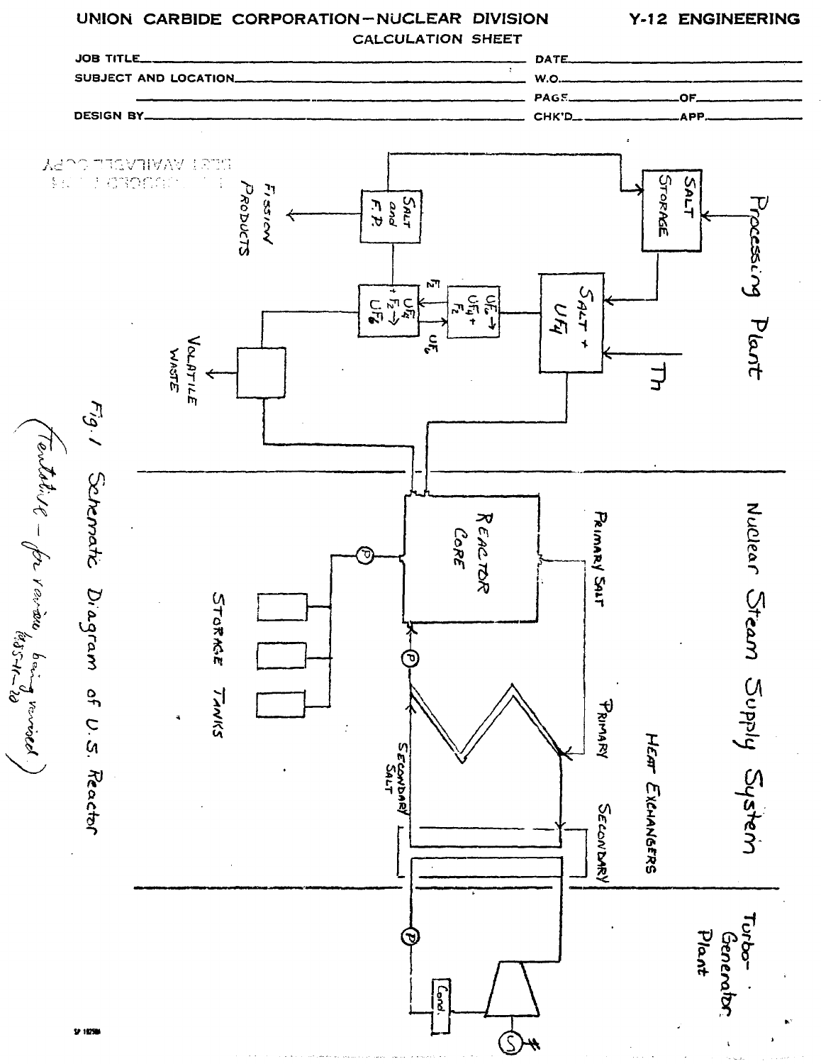UNION CARBIDE CORPORATION—NUCLEAR DIVISION Y-12 ENGINEERING

CALCULATION SHEET

JOB TITLE DATE

SUBJECT AND LOCATION W.O.

PAGE OF

DESIGN BY CHK'D APP.

Processing Plant

Nuclear Steam Supply System

Turbo-Generator Plant

Fig. 1 Schematic Diagram of U.S. Reactor

(Tentative – for review, being revised 1985-11-20)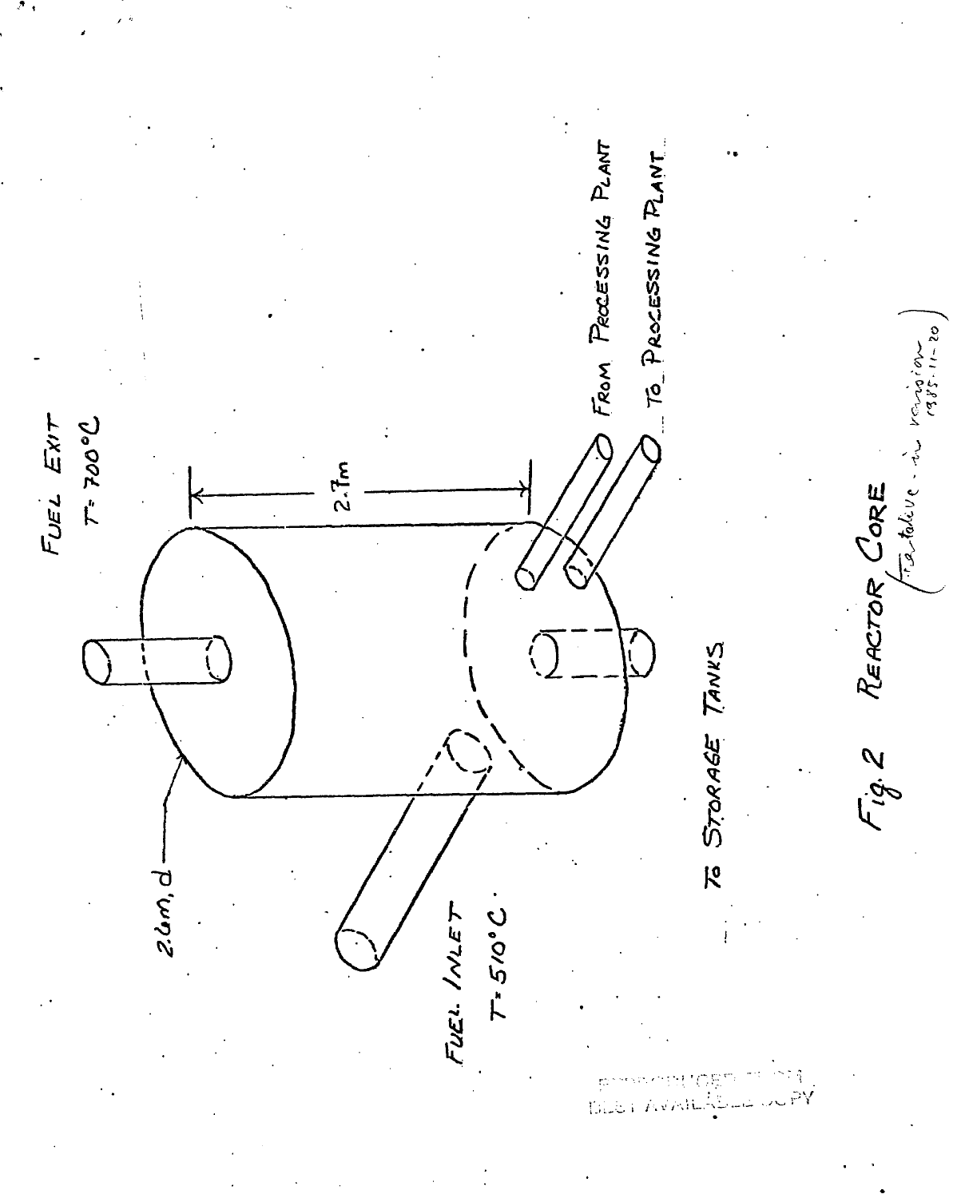FUEL EXIT

T = 700°C

2.7m

FROM PROCESSING PLANT

TO PROCESSING PLANT

2.6m, d

FUEL INLET

T = 510°C

TO STORAGE TANKS

Fig. 2 REACTOR CORE

(Tentative - in revision 1985.11-20)

REPRODUCED FROM BEST AVAILABLE COPY